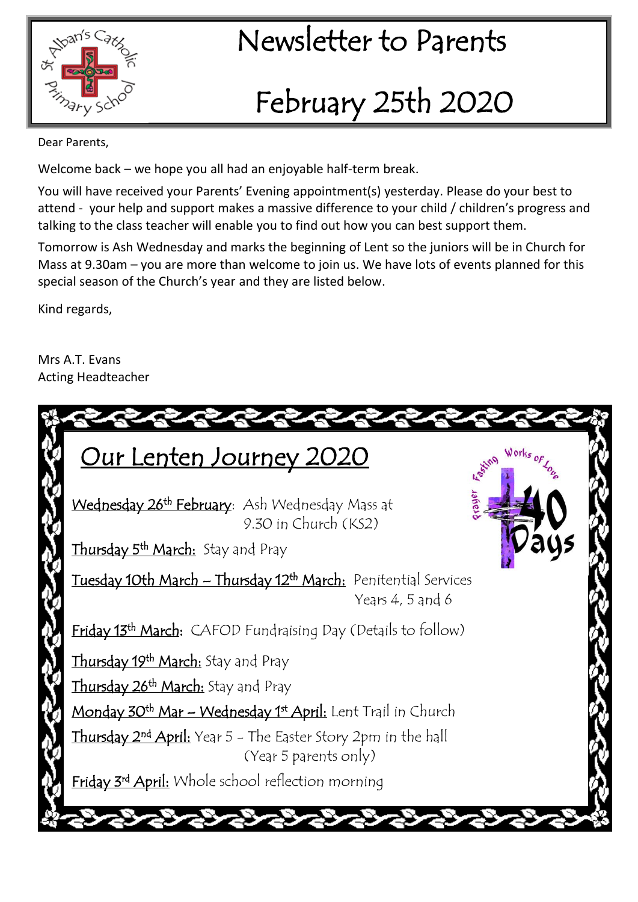# Newsletter to Parents

# February 25th 2020

Dear Parents,

Welcome back – we hope you all had an enjoyable half-term break.

You will have received your Parents' Evening appointment(s) yesterday. Please do your best to attend - your help and support makes a massive difference to your child / children's progress and talking to the class teacher will enable you to find out how you can best support them.

Tomorrow is Ash Wednesday and marks the beginning of Lent so the juniors will be in Church for Mass at 9.30am – you are more than welcome to join us. We have lots of events planned for this special season of the Church's year and they are listed below.

Kind regards,

Mrs A.T. Evans
Acting Headteacher

## Our Lenten Journey 2020

Wednesday 26th February: Ash Wednesday Mass at 9.30 in Church (KS2)

Thursday 5th March: Stay and Pray

Tuesday 10th March – Thursday 12th March: Penitential Services Years 4, 5 and 6

Friday 13th March: CAFOD Fundraising Day (Details to follow)

Thursday 19th March: Stay and Pray

Thursday 26th March: Stay and Pray

Monday 30th Mar – Wednesday 1st April: Lent Trail in Church

Thursday 2nd April: Year 5 - The Easter Story 2pm in the hall (Year 5 parents only)

Friday 3rd April: Whole school reflection morning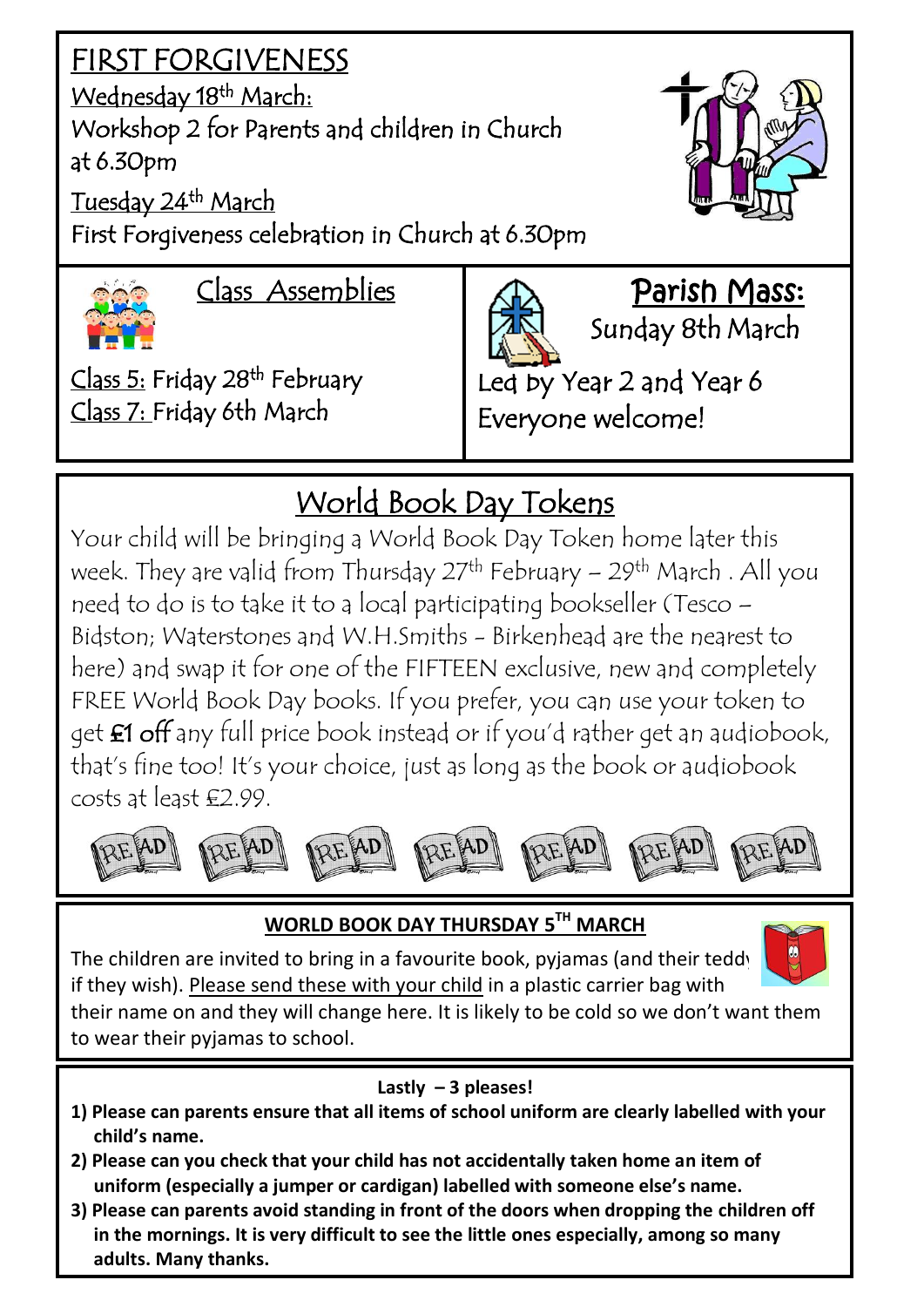## FIRST FORGIVENESS

Wednesday 18th March:

Workshop 2 for Parents and children in Church at 6.30pm

Tuesday 24th March

First Forgiveness celebration in Church at 6.30pm

## Class Assemblies

Class 5: Friday 28th February

Class 7: Friday 6th March

## Parish Mass:

Sunday 8th March

Led by Year 2 and Year 6

Everyone welcome!

## World Book Day Tokens

Your child will be bringing a World Book Day Token home later this week. They are valid from Thursday 27th February – 29th March . All you need to do is to take it to a local participating bookseller (Tesco – Bidston; Waterstones and W.H.Smiths - Birkenhead are the nearest to here) and swap it for one of the FIFTEEN exclusive, new and completely FREE World Book Day books. If you prefer, you can use your token to get **£1 off** any full price book instead or if you'd rather get an audiobook, that's fine too! It's your choice, just as long as the book or audiobook costs at least £2.99.

READ READ READ READ READ READ READ

## WORLD BOOK DAY THURSDAY 5TH MARCH

The children are invited to bring in a favourite book, pyjamas (and their teddy if they wish). Please send these with your child in a plastic carrier bag with their name on and they will change here. It is likely to be cold so we don't want them to wear their pyjamas to school.

**Lastly – 3 pleases!**

1) **Please can parents ensure that all items of school uniform are clearly labelled with your child's name.**
2) **Please can you check that your child has not accidentally taken home an item of uniform (especially a jumper or cardigan) labelled with someone else's name.**
3) **Please can parents avoid standing in front of the doors when dropping the children off in the mornings. It is very difficult to see the little ones especially, among so many adults. Many thanks.**